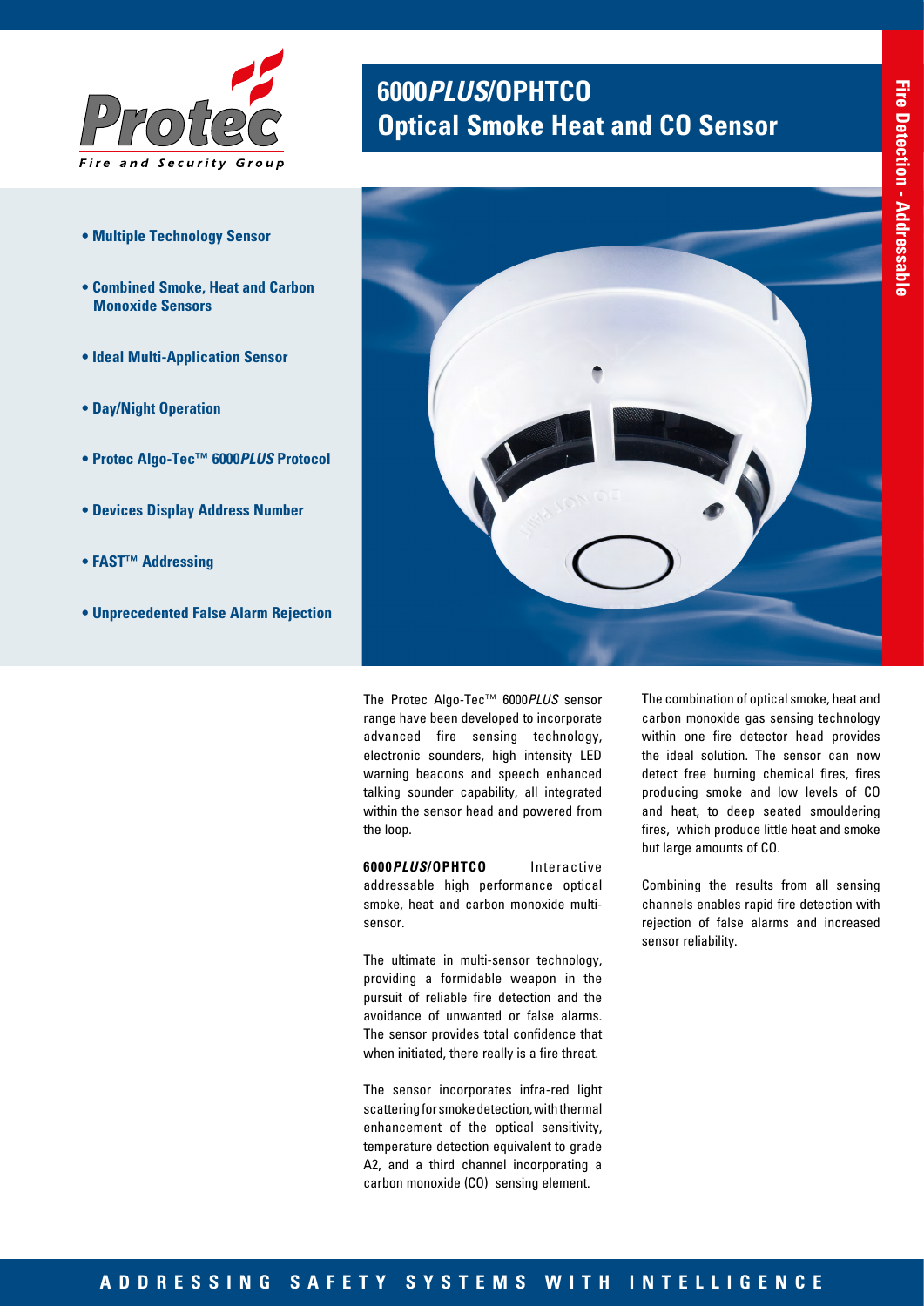# 6000*PLUS*/OPHTCO
## Optical Smoke Heat and CO Sensor

Fire Detection - Addressable

- **Multiple Technology Sensor**
- **Combined Smoke, Heat and Carbon Monoxide Sensors**
- **Ideal Multi-Application Sensor**
- **Day/Night Operation**
- **Protec Algo-Tec™ 6000*PLUS* Protocol**
- **Devices Display Address Number**
- **FAST™ Addressing**
- **Unprecedented False Alarm Rejection**

The Protec Algo-Tec™ 6000*PLUS* sensor range have been developed to incorporate advanced fire sensing technology, electronic sounders, high intensity LED warning beacons and speech enhanced talking sounder capability, all integrated within the sensor head and powered from the loop.

**6000*PLUS*/OPHTCO** Interactive addressable high performance optical smoke, heat and carbon monoxide multi-sensor.

The ultimate in multi-sensor technology, providing a formidable weapon in the pursuit of reliable fire detection and the avoidance of unwanted or false alarms. The sensor provides total confidence that when initiated, there really is a fire threat.

The sensor incorporates infra-red light scattering for smoke detection, with thermal enhancement of the optical sensitivity, temperature detection equivalent to grade A2, and a third channel incorporating a carbon monoxide (CO) sensing element.

The combination of optical smoke, heat and carbon monoxide gas sensing technology within one fire detector head provides the ideal solution. The sensor can now detect free burning chemical fires, fires producing smoke and low levels of CO and heat, to deep seated smouldering fires, which produce little heat and smoke but large amounts of CO.

Combining the results from all sensing channels enables rapid fire detection with rejection of false alarms and increased sensor reliability.

ADDRESSING SAFETY SYSTEMS WITH INTELLIGENCE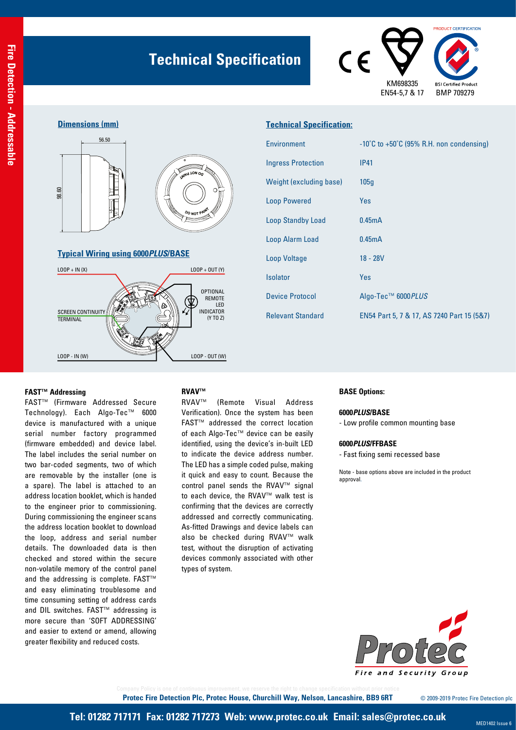# Technical Specification

KM698335
EN54-5,7 & 17

PRODUCT CERTIFICATION
BSI Certified Product
BMP 709279

## Dimensions (mm)

56.50

98.60

DO NOT PAINT

## Typical Wiring using 6000*PLUS*/BASE

LOOP + IN (X)

LOOP + OUT (Y)

OPTIONAL REMOTE LED INDICATOR (Y TO Z)

SCREEN CONTINUITY TERMINAL

LOOP - IN (W)

LOOP - OUT (W)

## Technical Specification:

| | |
|---|---|
| Environment | -10˚C to +50˚C (95% R.H. non condensing) |
| Ingress Protection | IP41 |
| Weight (excluding base) | 105g |
| Loop Powered | Yes |
| Loop Standby Load | 0.45mA |
| Loop Alarm Load | 0.45mA |
| Loop Voltage | 18 - 28V |
| Isolator | Yes |
| Device Protocol | Algo-Tec™ 6000*PLUS* |
| Relevant Standard | EN54 Part 5, 7 & 17, AS 7240 Part 15 (5&7) |

**FAST™ Addressing**

FAST™ (Firmware Addressed Secure Technology). Each Algo-Tec™ 6000 device is manufactured with a unique serial number factory programmed (firmware embedded) and device label. The label includes the serial number on two bar-coded segments, two of which are removable by the installer (one is a spare). The label is attached to an address location booklet, which is handed to the engineer prior to commissioning. During commissioning the engineer scans the address location booklet to download the loop, address and serial number details. The downloaded data is then checked and stored within the secure non-volatile memory of the control panel and the addressing is complete. FAST™ and easy eliminating troublesome and time consuming setting of address cards and DIL switches. FAST™ addressing is more secure than 'SOFT ADDRESSING' and easier to extend or amend, allowing greater flexibility and reduced costs.

**RVAV™**

RVAV™ (Remote Visual Address Verification). Once the system has been FAST™ addressed the correct location of each Algo-Tec™ device can be easily identified, using the device's in-built LED to indicate the device address number. The LED has a simple coded pulse, making it quick and easy to count. Because the control panel sends the RVAV™ signal to each device, the RVAV™ walk test is confirming that the devices are correctly addressed and correctly communicating. As-fitted Drawings and device labels can also be checked during RVAV™ walk test, without the disruption of activating devices commonly associated with other types of system.

**BASE Options:**

**6000*PLUS*/BASE**

- Low profile common mounting base

**6000*PLUS*/FFBASE**

- Fast fixing semi recessed base

Note - base options above are included in the product approval.

Protec
Fire and Security Group

Company Policy is one of continuous improvement, we reserve the right to change specification without prior notice

**Protec Fire Detection Plc, Protec House, Churchill Way, Nelson, Lancashire, BB9 6RT**

© 2009-2019 Protec Fire Detection plc

**Tel: 01282 717171 Fax: 01282 717273 Web: www.protec.co.uk Email: sales@protec.co.uk**

MED1402 Issue 6